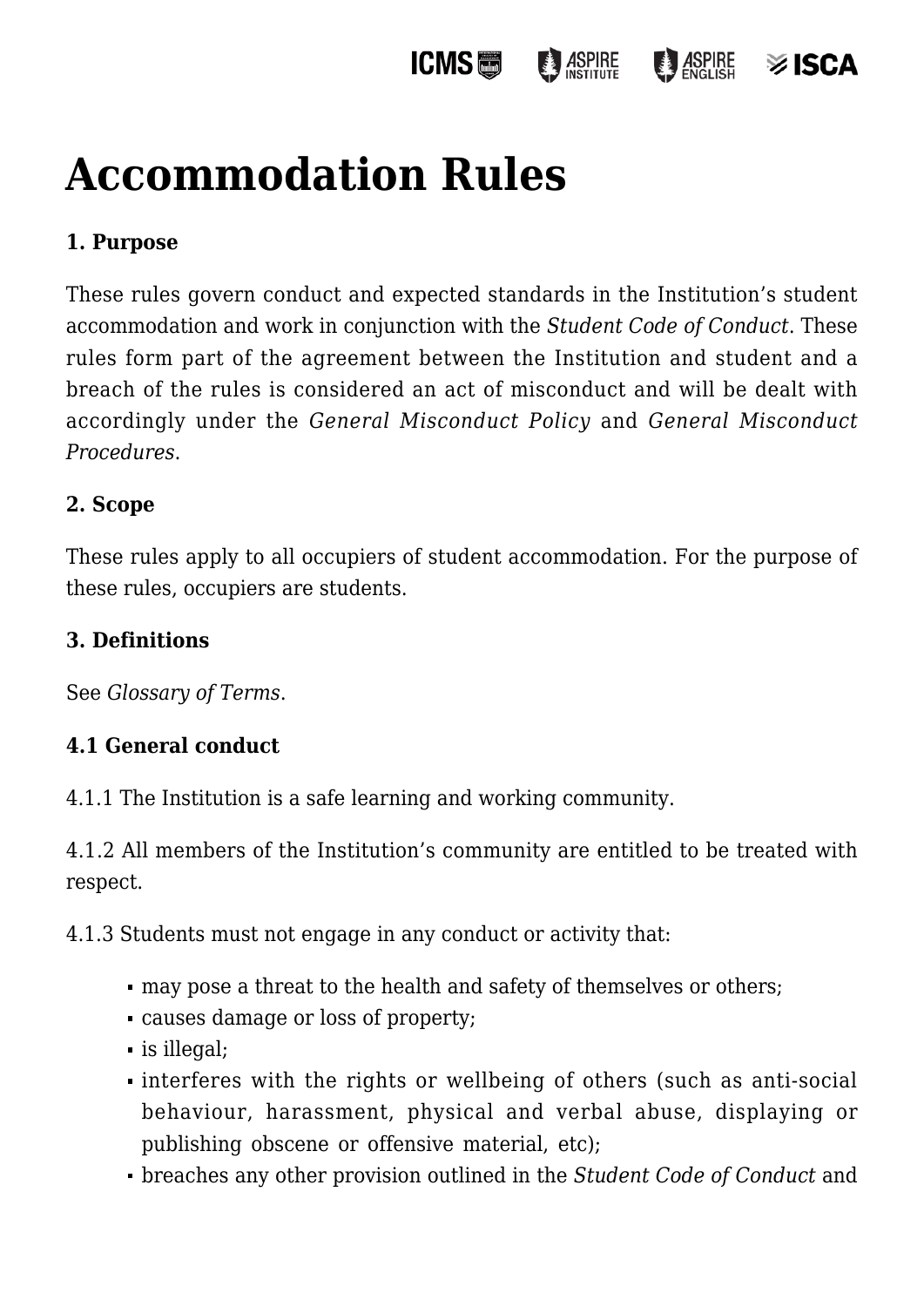# Accommodation Rules

### 1. Purpose

These rules govern conduct and expected standards in the Institution's student accommodation and work in conjunction with the *Student Code of Conduct*. These rules form part of the agreement between the Institution and student and a breach of the rules is considered an act of misconduct and will be dealt with accordingly under the *General Misconduct Policy* and *General Misconduct Procedures*.

### 2. Scope

These rules apply to all occupiers of student accommodation. For the purpose of these rules, occupiers are students.

### 3. Definitions

See *Glossary of Terms*.

### 4.1 General conduct

4.1.1 The Institution is a safe learning and working community.

4.1.2 All members of the Institution's community are entitled to be treated with respect.

4.1.3 Students must not engage in any conduct or activity that:

- may pose a threat to the health and safety of themselves or others;
- causes damage or loss of property;
- is illegal;
- interferes with the rights or wellbeing of others (such as anti-social behaviour, harassment, physical and verbal abuse, displaying or publishing obscene or offensive material, etc);
- breaches any other provision outlined in the *Student Code of Conduct* and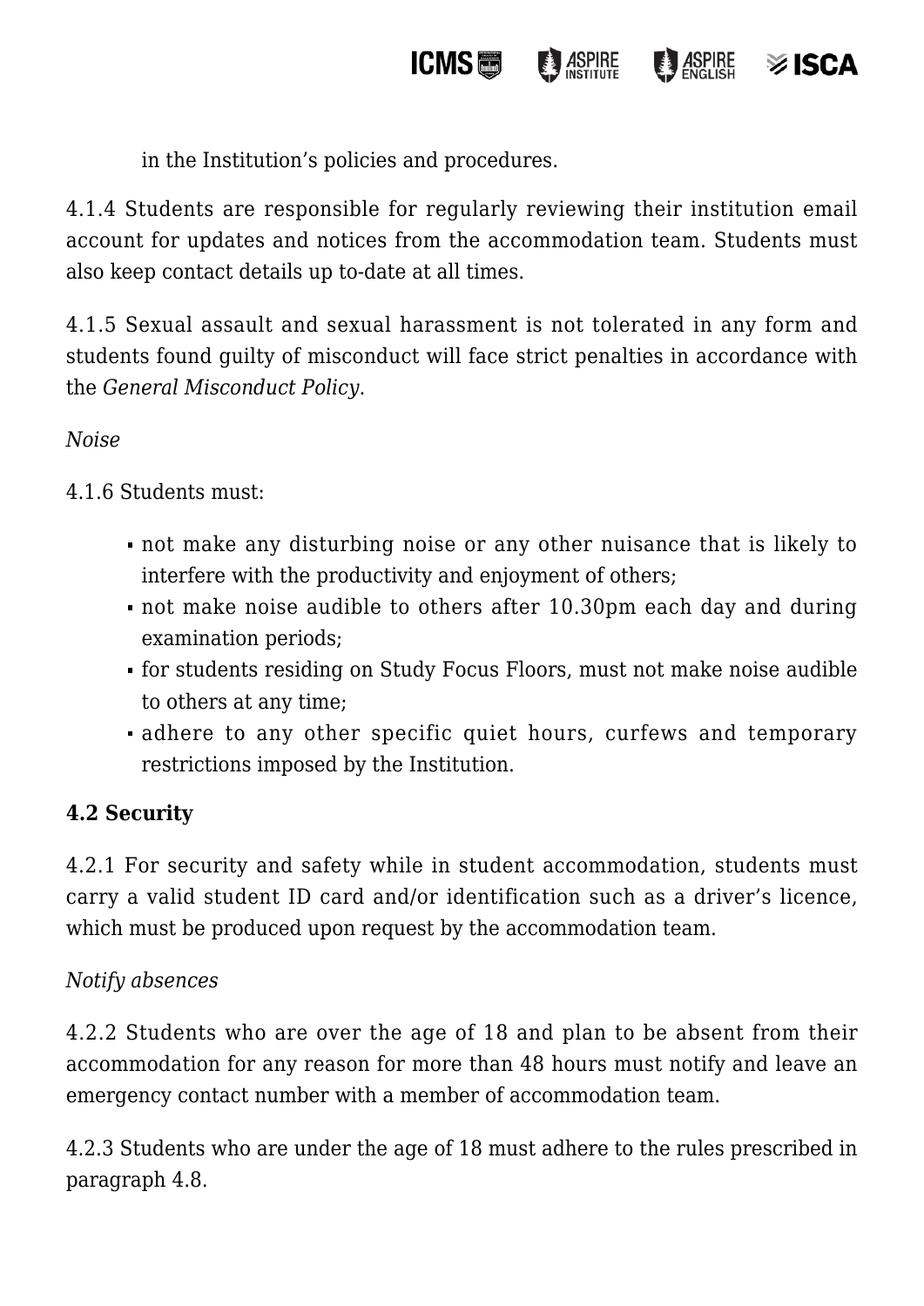in the Institution's policies and procedures.

4.1.4 Students are responsible for regularly reviewing their institution email account for updates and notices from the accommodation team. Students must also keep contact details up to-date at all times.

4.1.5 Sexual assault and sexual harassment is not tolerated in any form and students found guilty of misconduct will face strict penalties in accordance with the *General Misconduct Policy*.

*Noise*

4.1.6 Students must:

- not make any disturbing noise or any other nuisance that is likely to interfere with the productivity and enjoyment of others;
- not make noise audible to others after 10.30pm each day and during examination periods;
- for students residing on Study Focus Floors, must not make noise audible to others at any time;
- adhere to any other specific quiet hours, curfews and temporary restrictions imposed by the Institution.

**4.2 Security**

4.2.1 For security and safety while in student accommodation, students must carry a valid student ID card and/or identification such as a driver's licence, which must be produced upon request by the accommodation team.

*Notify absences*

4.2.2 Students who are over the age of 18 and plan to be absent from their accommodation for any reason for more than 48 hours must notify and leave an emergency contact number with a member of accommodation team.

4.2.3 Students who are under the age of 18 must adhere to the rules prescribed in paragraph 4.8.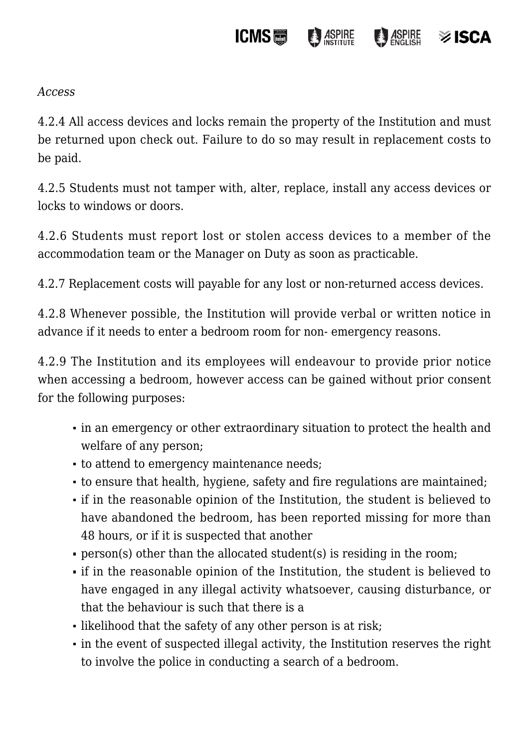*Access*

4.2.4 All access devices and locks remain the property of the Institution and must be returned upon check out. Failure to do so may result in replacement costs to be paid.

4.2.5 Students must not tamper with, alter, replace, install any access devices or locks to windows or doors.

4.2.6 Students must report lost or stolen access devices to a member of the accommodation team or the Manager on Duty as soon as practicable.

4.2.7 Replacement costs will payable for any lost or non-returned access devices.

4.2.8 Whenever possible, the Institution will provide verbal or written notice in advance if it needs to enter a bedroom room for non- emergency reasons.

4.2.9 The Institution and its employees will endeavour to provide prior notice when accessing a bedroom, however access can be gained without prior consent for the following purposes:

- in an emergency or other extraordinary situation to protect the health and welfare of any person;
- to attend to emergency maintenance needs;
- to ensure that health, hygiene, safety and fire regulations are maintained;
- if in the reasonable opinion of the Institution, the student is believed to have abandoned the bedroom, has been reported missing for more than 48 hours, or if it is suspected that another
- person(s) other than the allocated student(s) is residing in the room;
- if in the reasonable opinion of the Institution, the student is believed to have engaged in any illegal activity whatsoever, causing disturbance, or that the behaviour is such that there is a
- likelihood that the safety of any other person is at risk;
- in the event of suspected illegal activity, the Institution reserves the right to involve the police in conducting a search of a bedroom.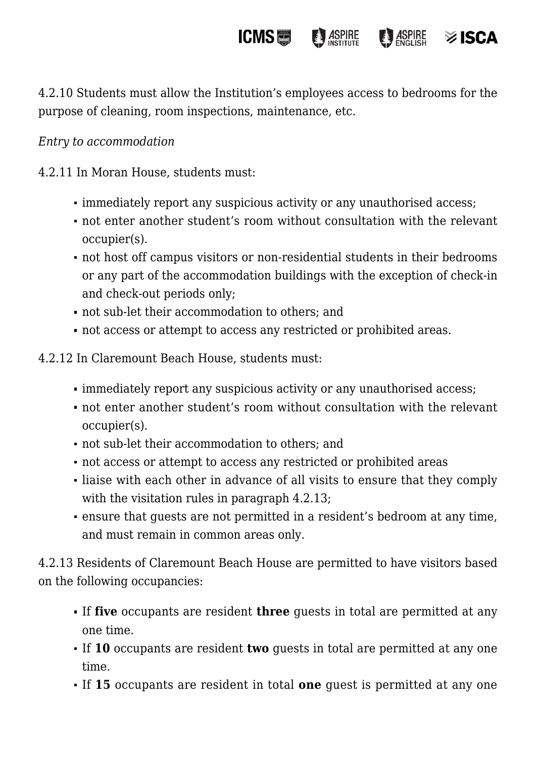4.2.10 Students must allow the Institution's employees access to bedrooms for the purpose of cleaning, room inspections, maintenance, etc.

*Entry to accommodation*

4.2.11 In Moran House, students must:

- immediately report any suspicious activity or any unauthorised access;
- not enter another student's room without consultation with the relevant occupier(s).
- not host off campus visitors or non-residential students in their bedrooms or any part of the accommodation buildings with the exception of check-in and check-out periods only;
- not sub-let their accommodation to others; and
- not access or attempt to access any restricted or prohibited areas.

4.2.12 In Claremount Beach House, students must:

- immediately report any suspicious activity or any unauthorised access;
- not enter another student's room without consultation with the relevant occupier(s).
- not sub-let their accommodation to others; and
- not access or attempt to access any restricted or prohibited areas
- liaise with each other in advance of all visits to ensure that they comply with the visitation rules in paragraph 4.2.13;
- ensure that guests are not permitted in a resident's bedroom at any time, and must remain in common areas only.

4.2.13 Residents of Claremount Beach House are permitted to have visitors based on the following occupancies:

- If **five** occupants are resident **three** guests in total are permitted at any one time.
- If **10** occupants are resident **two** guests in total are permitted at any one time.
- If **15** occupants are resident in total **one** guest is permitted at any one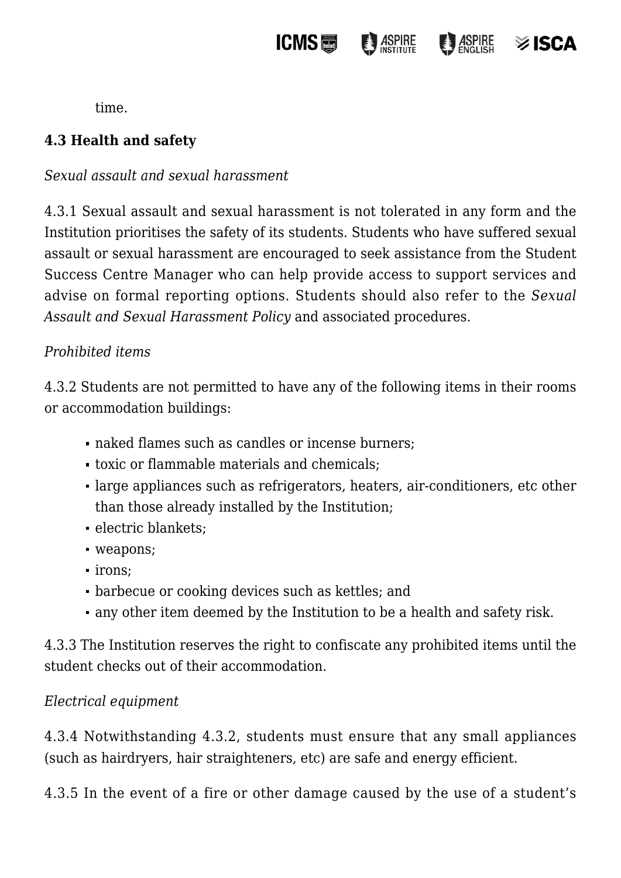time.

### 4.3 Health and safety

*Sexual assault and sexual harassment*

4.3.1 Sexual assault and sexual harassment is not tolerated in any form and the Institution prioritises the safety of its students. Students who have suffered sexual assault or sexual harassment are encouraged to seek assistance from the Student Success Centre Manager who can help provide access to support services and advise on formal reporting options. Students should also refer to the *Sexual Assault and Sexual Harassment Policy* and associated procedures.

*Prohibited items*

4.3.2 Students are not permitted to have any of the following items in their rooms or accommodation buildings:

- naked flames such as candles or incense burners;
- toxic or flammable materials and chemicals;
- large appliances such as refrigerators, heaters, air-conditioners, etc other than those already installed by the Institution;
- electric blankets;
- weapons;
- irons;
- barbecue or cooking devices such as kettles; and
- any other item deemed by the Institution to be a health and safety risk.

4.3.3 The Institution reserves the right to confiscate any prohibited items until the student checks out of their accommodation.

*Electrical equipment*

4.3.4 Notwithstanding 4.3.2, students must ensure that any small appliances (such as hairdryers, hair straighteners, etc) are safe and energy efficient.

4.3.5 In the event of a fire or other damage caused by the use of a student's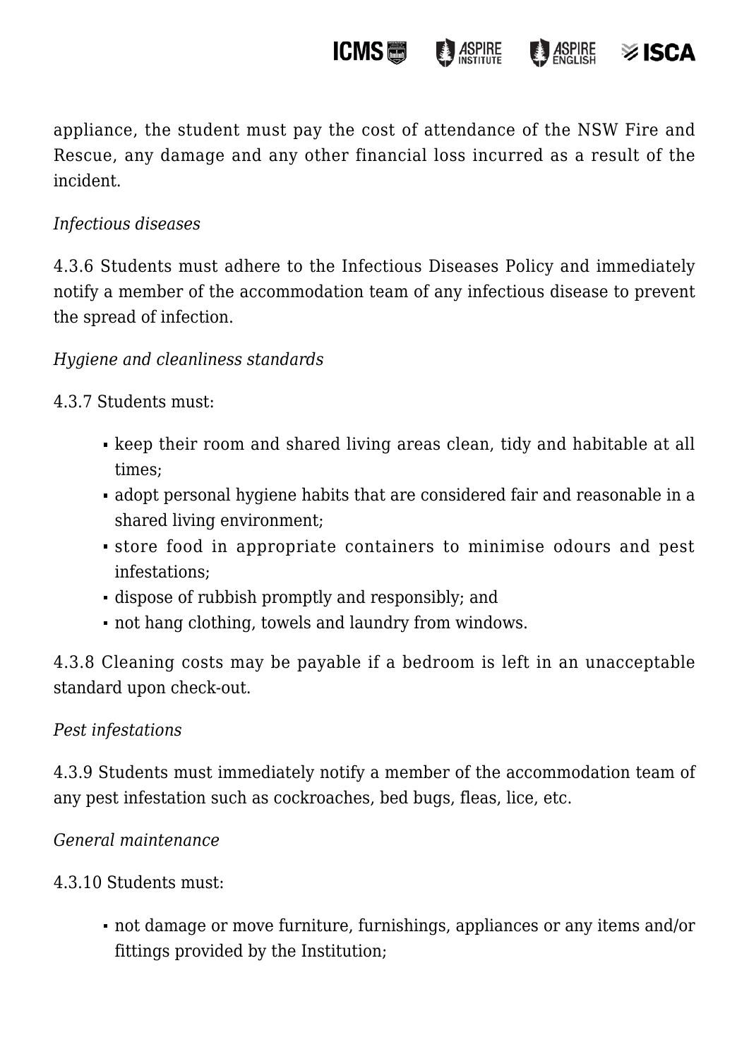appliance, the student must pay the cost of attendance of the NSW Fire and Rescue, any damage and any other financial loss incurred as a result of the incident.

*Infectious diseases*

4.3.6 Students must adhere to the Infectious Diseases Policy and immediately notify a member of the accommodation team of any infectious disease to prevent the spread of infection.

*Hygiene and cleanliness standards*

4.3.7 Students must:

- keep their room and shared living areas clean, tidy and habitable at all times;
- adopt personal hygiene habits that are considered fair and reasonable in a shared living environment;
- store food in appropriate containers to minimise odours and pest infestations;
- dispose of rubbish promptly and responsibly; and
- not hang clothing, towels and laundry from windows.

4.3.8 Cleaning costs may be payable if a bedroom is left in an unacceptable standard upon check-out.

*Pest infestations*

4.3.9 Students must immediately notify a member of the accommodation team of any pest infestation such as cockroaches, bed bugs, fleas, lice, etc.

*General maintenance*

4.3.10 Students must:

- not damage or move furniture, furnishings, appliances or any items and/or fittings provided by the Institution;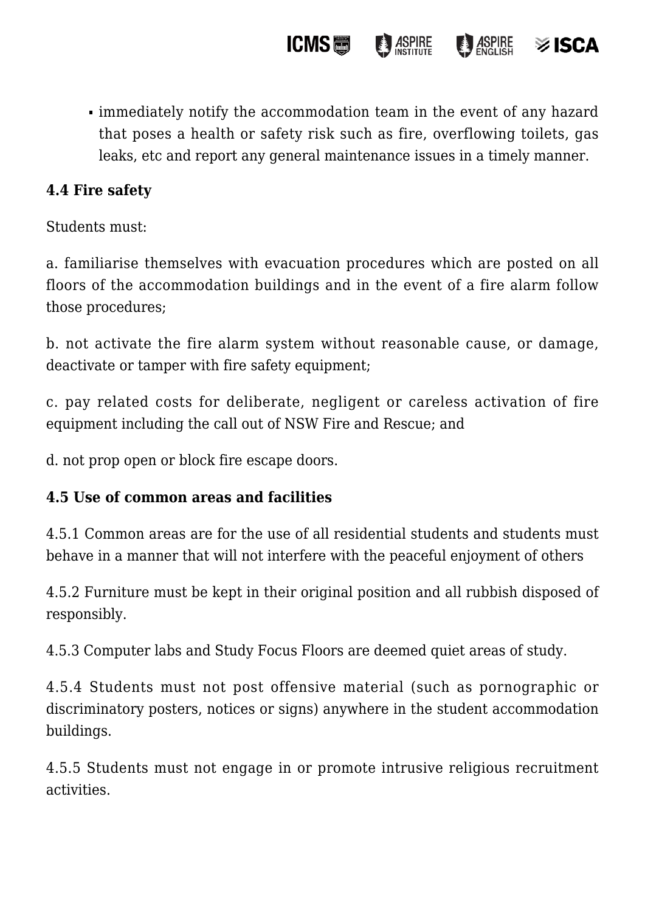- immediately notify the accommodation team in the event of any hazard that poses a health or safety risk such as fire, overflowing toilets, gas leaks, etc and report any general maintenance issues in a timely manner.

**4.4 Fire safety**

Students must:

a. familiarise themselves with evacuation procedures which are posted on all floors of the accommodation buildings and in the event of a fire alarm follow those procedures;

b. not activate the fire alarm system without reasonable cause, or damage, deactivate or tamper with fire safety equipment;

c. pay related costs for deliberate, negligent or careless activation of fire equipment including the call out of NSW Fire and Rescue; and

d. not prop open or block fire escape doors.

**4.5 Use of common areas and facilities**

4.5.1 Common areas are for the use of all residential students and students must behave in a manner that will not interfere with the peaceful enjoyment of others

4.5.2 Furniture must be kept in their original position and all rubbish disposed of responsibly.

4.5.3 Computer labs and Study Focus Floors are deemed quiet areas of study.

4.5.4 Students must not post offensive material (such as pornographic or discriminatory posters, notices or signs) anywhere in the student accommodation buildings.

4.5.5 Students must not engage in or promote intrusive religious recruitment activities.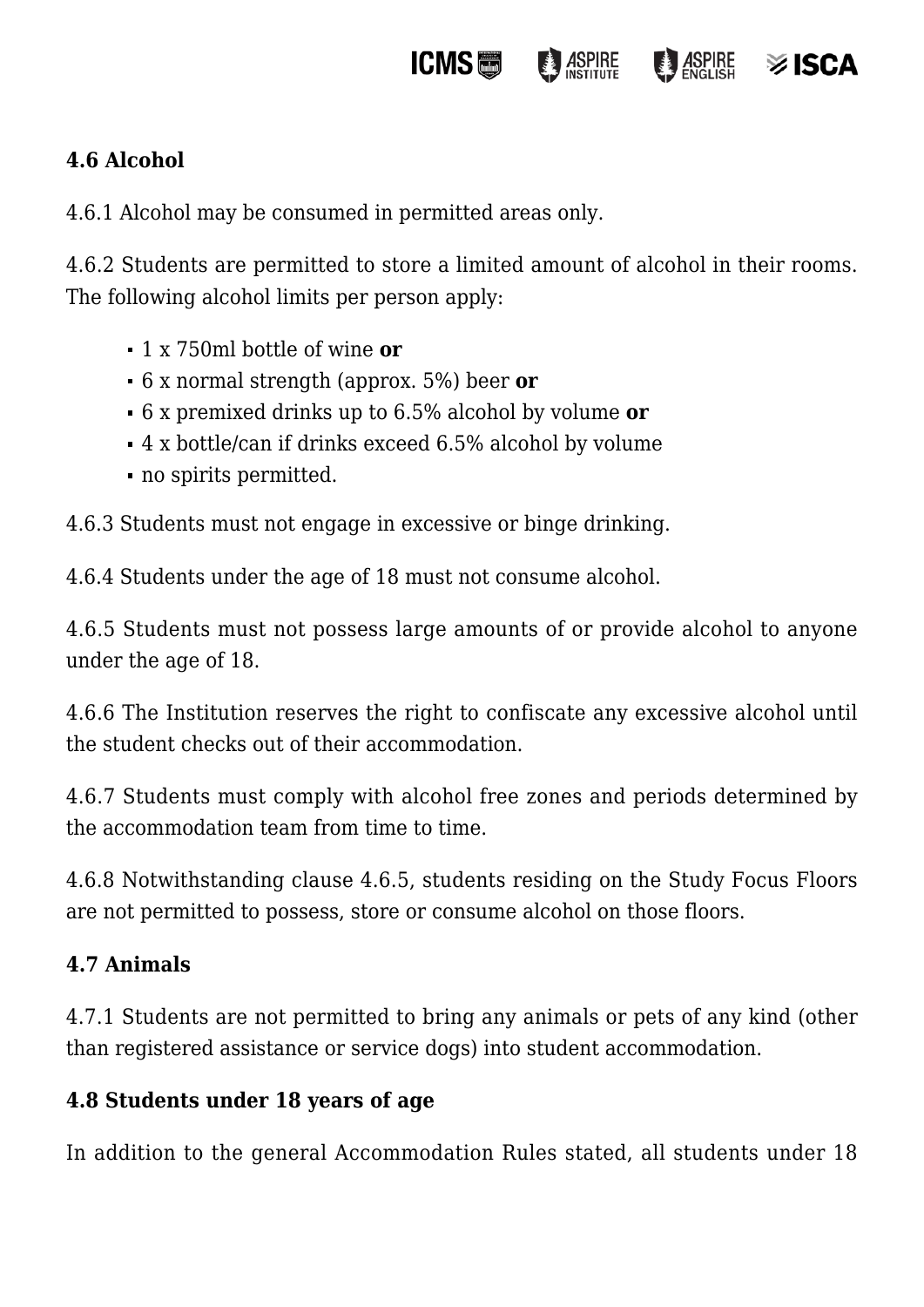### 4.6 Alcohol

4.6.1 Alcohol may be consumed in permitted areas only.

4.6.2 Students are permitted to store a limited amount of alcohol in their rooms. The following alcohol limits per person apply:

- 1 x 750ml bottle of wine **or**
- 6 x normal strength (approx. 5%) beer **or**
- 6 x premixed drinks up to 6.5% alcohol by volume **or**
- 4 x bottle/can if drinks exceed 6.5% alcohol by volume
- no spirits permitted.

4.6.3 Students must not engage in excessive or binge drinking.

4.6.4 Students under the age of 18 must not consume alcohol.

4.6.5 Students must not possess large amounts of or provide alcohol to anyone under the age of 18.

4.6.6 The Institution reserves the right to confiscate any excessive alcohol until the student checks out of their accommodation.

4.6.7 Students must comply with alcohol free zones and periods determined by the accommodation team from time to time.

4.6.8 Notwithstanding clause 4.6.5, students residing on the Study Focus Floors are not permitted to possess, store or consume alcohol on those floors.

### 4.7 Animals

4.7.1 Students are not permitted to bring any animals or pets of any kind (other than registered assistance or service dogs) into student accommodation.

### 4.8 Students under 18 years of age

In addition to the general Accommodation Rules stated, all students under 18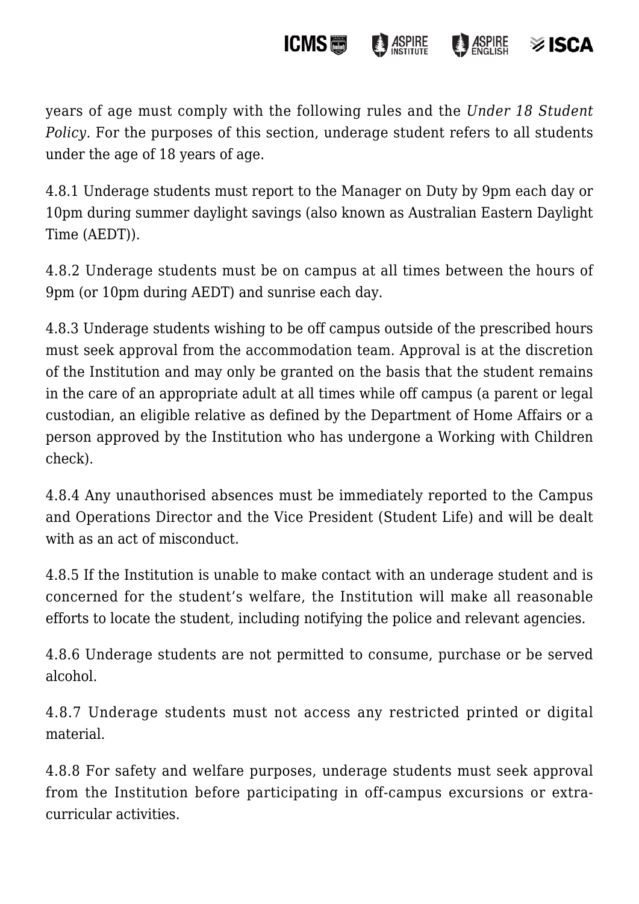years of age must comply with the following rules and the *Under 18 Student Policy*. For the purposes of this section, underage student refers to all students under the age of 18 years of age.

4.8.1 Underage students must report to the Manager on Duty by 9pm each day or 10pm during summer daylight savings (also known as Australian Eastern Daylight Time (AEDT)).

4.8.2 Underage students must be on campus at all times between the hours of 9pm (or 10pm during AEDT) and sunrise each day.

4.8.3 Underage students wishing to be off campus outside of the prescribed hours must seek approval from the accommodation team. Approval is at the discretion of the Institution and may only be granted on the basis that the student remains in the care of an appropriate adult at all times while off campus (a parent or legal custodian, an eligible relative as defined by the Department of Home Affairs or a person approved by the Institution who has undergone a Working with Children check).

4.8.4 Any unauthorised absences must be immediately reported to the Campus and Operations Director and the Vice President (Student Life) and will be dealt with as an act of misconduct.

4.8.5 If the Institution is unable to make contact with an underage student and is concerned for the student's welfare, the Institution will make all reasonable efforts to locate the student, including notifying the police and relevant agencies.

4.8.6 Underage students are not permitted to consume, purchase or be served alcohol.

4.8.7 Underage students must not access any restricted printed or digital material.

4.8.8 For safety and welfare purposes, underage students must seek approval from the Institution before participating in off-campus excursions or extra-curricular activities.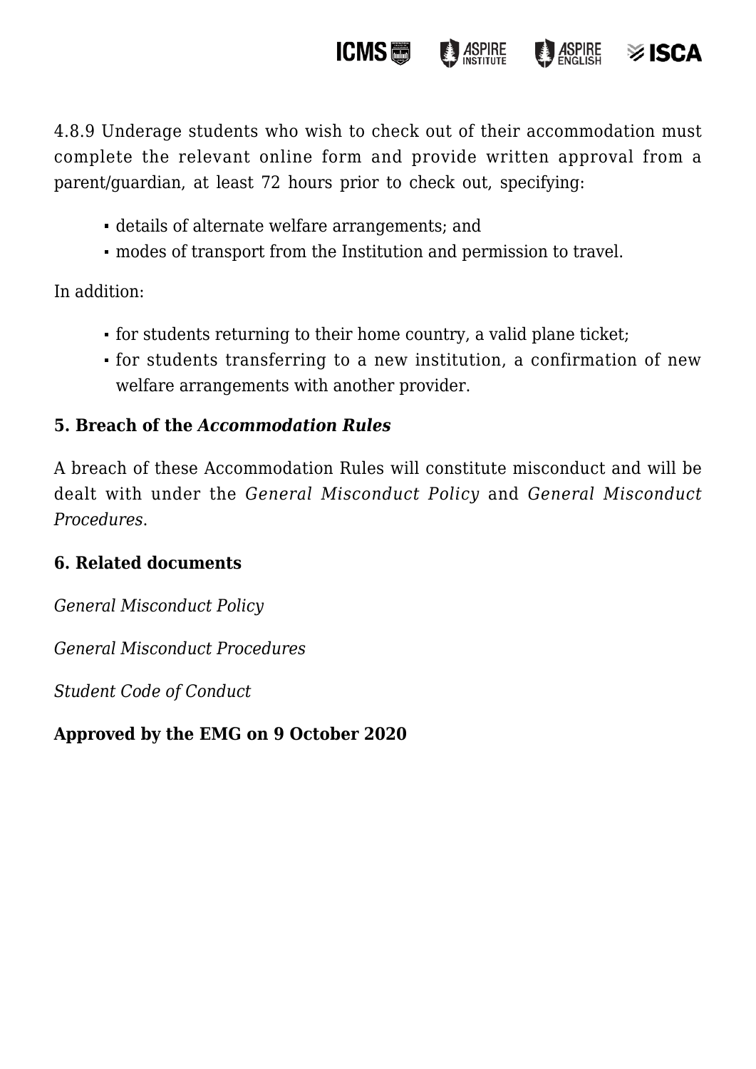4.8.9 Underage students who wish to check out of their accommodation must complete the relevant online form and provide written approval from a parent/guardian, at least 72 hours prior to check out, specifying:

- details of alternate welfare arrangements; and
- modes of transport from the Institution and permission to travel.

In addition:

- for students returning to their home country, a valid plane ticket;
- for students transferring to a new institution, a confirmation of new welfare arrangements with another provider.

### 5. Breach of the *Accommodation Rules*

A breach of these Accommodation Rules will constitute misconduct and will be dealt with under the *General Misconduct Policy* and *General Misconduct Procedures*.

### 6. Related documents

*General Misconduct Policy*

*General Misconduct Procedures*

*Student Code of Conduct*

**Approved by the EMG on 9 October 2020**